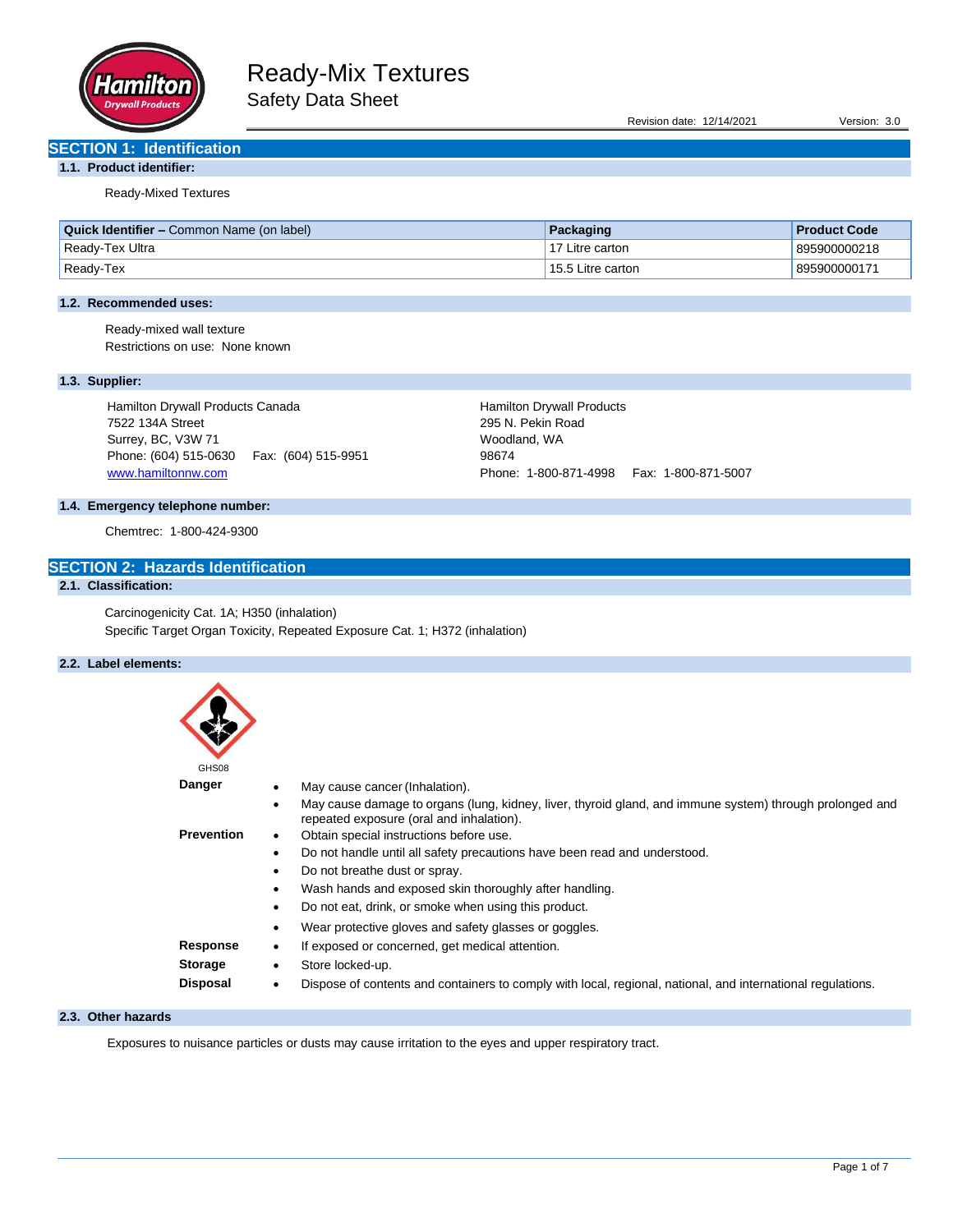# Ready-Mix Textures

## Safety Data Sheet

Revision date: 12/14/2021 Version: 3.0

## SECTION 1: Identification

### 1.1. Product identifier:

Ready-Mixed Textures

| **Quick Identifier –** Common Name (on label) | **Packaging** | **Product Code** |
|---|---|---|
| Ready-Tex Ultra | 17 Litre carton | 895900000218 |
| Ready-Tex | 15.5 Litre carton | 895900000171 |

### 1.2. Recommended uses:

Ready-mixed wall texture
Restrictions on use: None known

### 1.3. Supplier:

Hamilton Drywall Products Canada
7522 134A Street
Surrey, BC, V3W 71
Phone: (604) 515-0630 Fax: (604) 515-9951
www.hamiltonnw.com

Hamilton Drywall Products
295 N. Pekin Road
Woodland, WA
98674
Phone: 1-800-871-4998 Fax: 1-800-871-5007

### 1.4. Emergency telephone number:

Chemtrec: 1-800-424-9300

## SECTION 2: Hazards Identification

### 2.1. Classification:

Carcinogenicity Cat. 1A; H350 (inhalation)
Specific Target Organ Toxicity, Repeated Exposure Cat. 1; H372 (inhalation)

### 2.2. Label elements:

GHS08

**Danger**
- May cause cancer (Inhalation).
- May cause damage to organs (lung, kidney, liver, thyroid gland, and immune system) through prolonged and repeated exposure (oral and inhalation).

**Prevention**
- Obtain special instructions before use.
- Do not handle until all safety precautions have been read and understood.
- Do not breathe dust or spray.
- Wash hands and exposed skin thoroughly after handling.
- Do not eat, drink, or smoke when using this product.
- Wear protective gloves and safety glasses or goggles.

**Response**
- If exposed or concerned, get medical attention.

**Storage**
- Store locked-up.

**Disposal**
- Dispose of contents and containers to comply with local, regional, national, and international regulations.

### 2.3. Other hazards

Exposures to nuisance particles or dusts may cause irritation to the eyes and upper respiratory tract.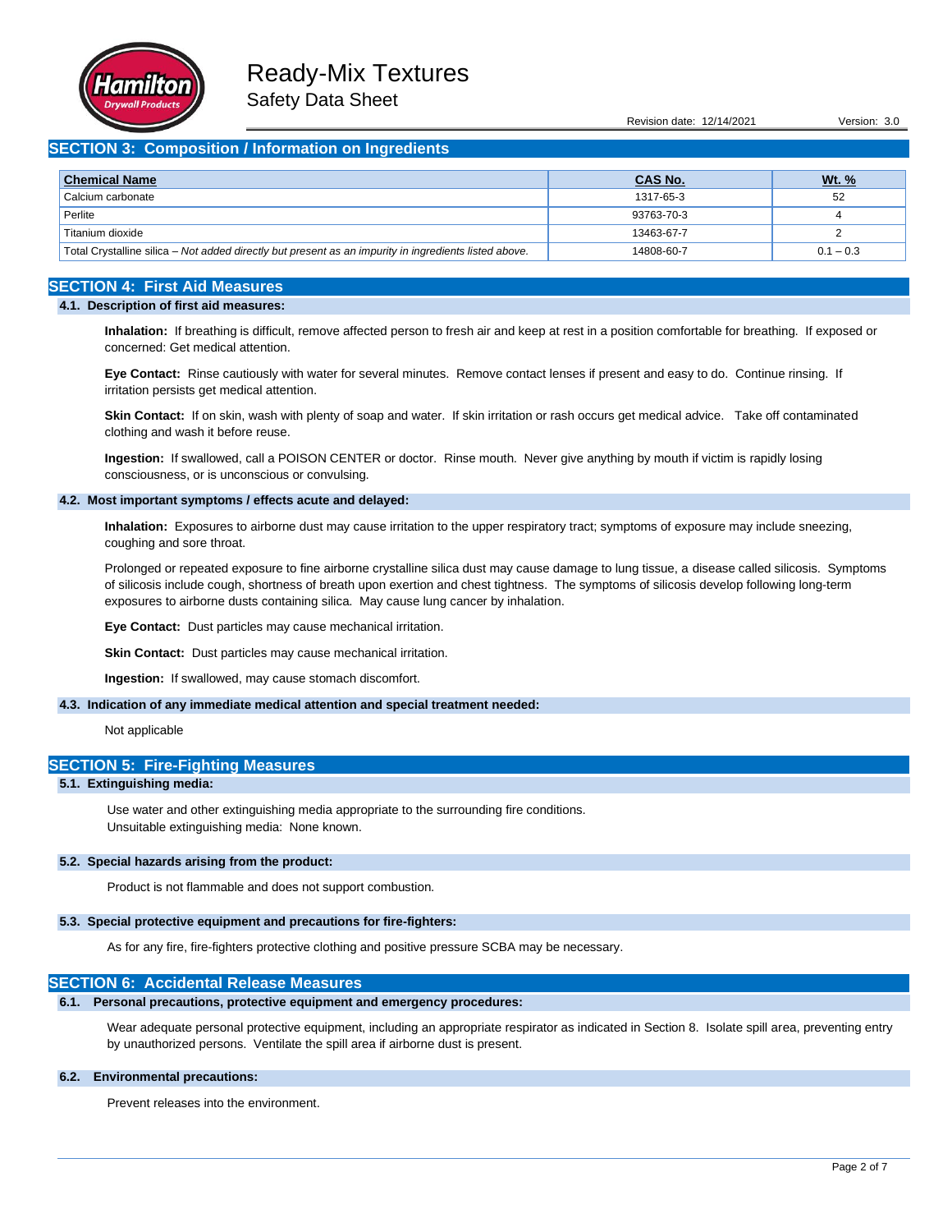## SECTION 3: Composition / Information on Ingredients

| Chemical Name | CAS No. | Wt. % |
|---|---|---|
| Calcium carbonate | 1317-65-3 | 52 |
| Perlite | 93763-70-3 | 4 |
| Titanium dioxide | 13463-67-7 | 2 |
| Total Crystalline silica – *Not added directly but present as an impurity in ingredients listed above.* | 14808-60-7 | 0.1 – 0.3 |

## SECTION 4: First Aid Measures

### 4.1. Description of first aid measures:

**Inhalation:** If breathing is difficult, remove affected person to fresh air and keep at rest in a position comfortable for breathing. If exposed or concerned: Get medical attention.

**Eye Contact:** Rinse cautiously with water for several minutes. Remove contact lenses if present and easy to do. Continue rinsing. If irritation persists get medical attention.

**Skin Contact:** If on skin, wash with plenty of soap and water. If skin irritation or rash occurs get medical advice. Take off contaminated clothing and wash it before reuse.

**Ingestion:** If swallowed, call a POISON CENTER or doctor. Rinse mouth. Never give anything by mouth if victim is rapidly losing consciousness, or is unconscious or convulsing.

### 4.2. Most important symptoms / effects acute and delayed:

**Inhalation:** Exposures to airborne dust may cause irritation to the upper respiratory tract; symptoms of exposure may include sneezing, coughing and sore throat.

Prolonged or repeated exposure to fine airborne crystalline silica dust may cause damage to lung tissue, a disease called silicosis. Symptoms of silicosis include cough, shortness of breath upon exertion and chest tightness. The symptoms of silicosis develop following long-term exposures to airborne dusts containing silica. May cause lung cancer by inhalation.

**Eye Contact:** Dust particles may cause mechanical irritation.

**Skin Contact:** Dust particles may cause mechanical irritation.

**Ingestion:** If swallowed, may cause stomach discomfort.

### 4.3. Indication of any immediate medical attention and special treatment needed:

Not applicable

## SECTION 5: Fire-Fighting Measures

### 5.1. Extinguishing media:

Use water and other extinguishing media appropriate to the surrounding fire conditions.
Unsuitable extinguishing media: None known.

### 5.2. Special hazards arising from the product:

Product is not flammable and does not support combustion.

### 5.3. Special protective equipment and precautions for fire-fighters:

As for any fire, fire-fighters protective clothing and positive pressure SCBA may be necessary.

## SECTION 6: Accidental Release Measures

### 6.1. Personal precautions, protective equipment and emergency procedures:

Wear adequate personal protective equipment, including an appropriate respirator as indicated in Section 8. Isolate spill area, preventing entry by unauthorized persons. Ventilate the spill area if airborne dust is present.

### 6.2. Environmental precautions:

Prevent releases into the environment.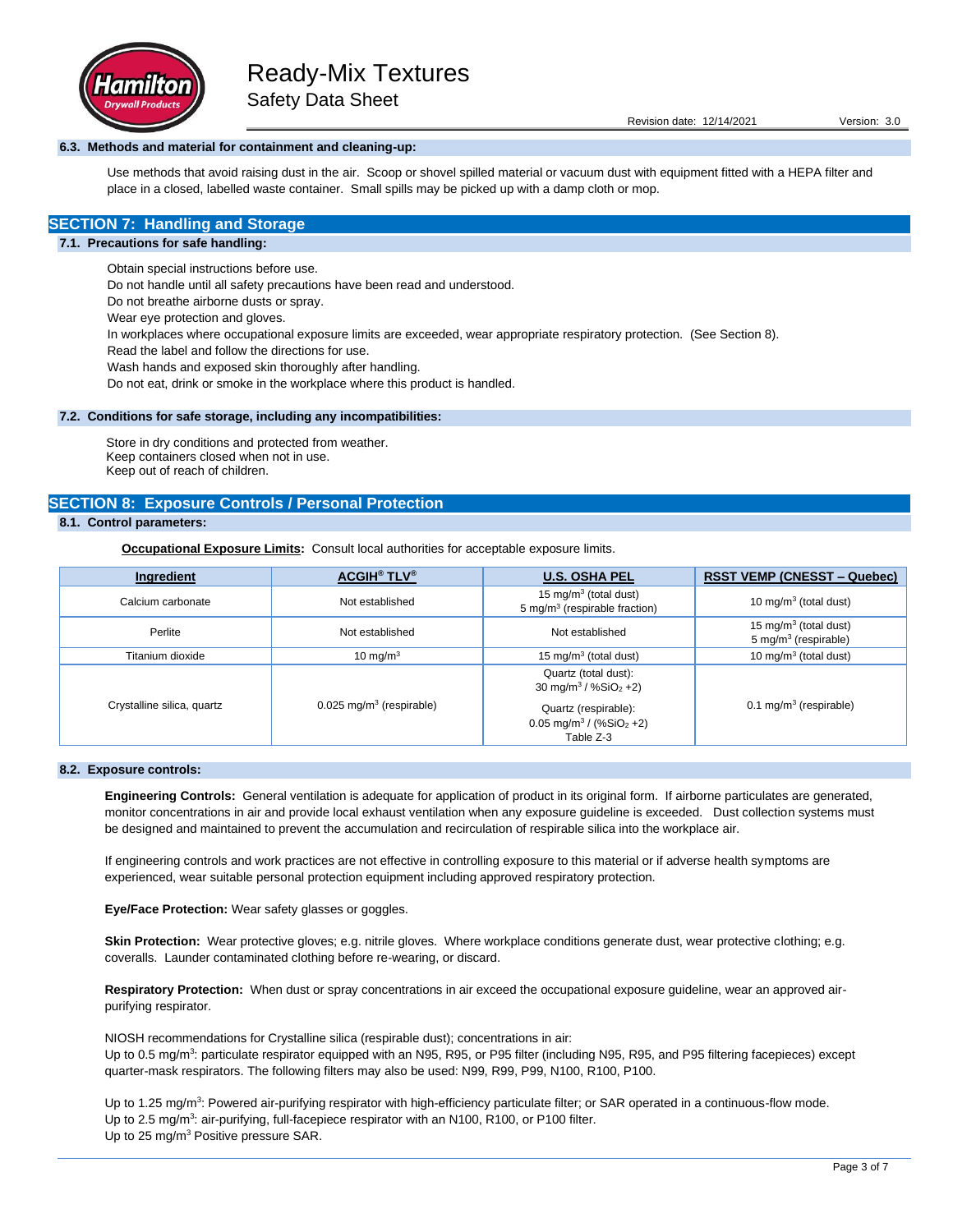#### 6.3. Methods and material for containment and cleaning-up:

Use methods that avoid raising dust in the air. Scoop or shovel spilled material or vacuum dust with equipment fitted with a HEPA filter and place in a closed, labelled waste container. Small spills may be picked up with a damp cloth or mop.

## SECTION 7: Handling and Storage

#### 7.1. Precautions for safe handling:

Obtain special instructions before use.
Do not handle until all safety precautions have been read and understood.
Do not breathe airborne dusts or spray.
Wear eye protection and gloves.
In workplaces where occupational exposure limits are exceeded, wear appropriate respiratory protection. (See Section 8).
Read the label and follow the directions for use.
Wash hands and exposed skin thoroughly after handling.
Do not eat, drink or smoke in the workplace where this product is handled.

#### 7.2. Conditions for safe storage, including any incompatibilities:

Store in dry conditions and protected from weather.
Keep containers closed when not in use.
Keep out of reach of children.

## SECTION 8: Exposure Controls / Personal Protection

#### 8.1. Control parameters:

**Occupational Exposure Limits:** Consult local authorities for acceptable exposure limits.

| Ingredient | ACGIH® TLV® | U.S. OSHA PEL | RSST VEMP (CNESST – Quebec) |
|---|---|---|---|
| Calcium carbonate | Not established | 15 mg/m³ (total dust)<br>5 mg/m³ (respirable fraction) | 10 mg/m³ (total dust) |
| Perlite | Not established | Not established | 15 mg/m³ (total dust)<br>5 mg/m³ (respirable) |
| Titanium dioxide | 10 mg/m³ | 15 mg/m³ (total dust) | 10 mg/m³ (total dust) |
| Crystalline silica, quartz | 0.025 mg/m³ (respirable) | Quartz (total dust):<br>30 mg/m³ / $\%SiO_2$ +2)<br>Quartz (respirable):<br>0.05 mg/m³ / ($\%SiO_2$ +2)<br>Table Z-3 | 0.1 mg/m³ (respirable) |

#### 8.2. Exposure controls:

**Engineering Controls:** General ventilation is adequate for application of product in its original form. If airborne particulates are generated, monitor concentrations in air and provide local exhaust ventilation when any exposure guideline is exceeded. Dust collection systems must be designed and maintained to prevent the accumulation and recirculation of respirable silica into the workplace air.

If engineering controls and work practices are not effective in controlling exposure to this material or if adverse health symptoms are experienced, wear suitable personal protection equipment including approved respiratory protection.

**Eye/Face Protection:** Wear safety glasses or goggles.

**Skin Protection:** Wear protective gloves; e.g. nitrile gloves. Where workplace conditions generate dust, wear protective clothing; e.g. coveralls. Launder contaminated clothing before re-wearing, or discard.

**Respiratory Protection:** When dust or spray concentrations in air exceed the occupational exposure guideline, wear an approved air-purifying respirator.

NIOSH recommendations for Crystalline silica (respirable dust); concentrations in air:
Up to 0.5 mg/m³: particulate respirator equipped with an N95, R95, or P95 filter (including N95, R95, and P95 filtering facepieces) except quarter-mask respirators. The following filters may also be used: N99, R99, P99, N100, R100, P100.

Up to 1.25 mg/m³: Powered air-purifying respirator with high-efficiency particulate filter; or SAR operated in a continuous-flow mode.
Up to 2.5 mg/m³: air-purifying, full-facepiece respirator with an N100, R100, or P100 filter.
Up to 25 mg/m³ Positive pressure SAR.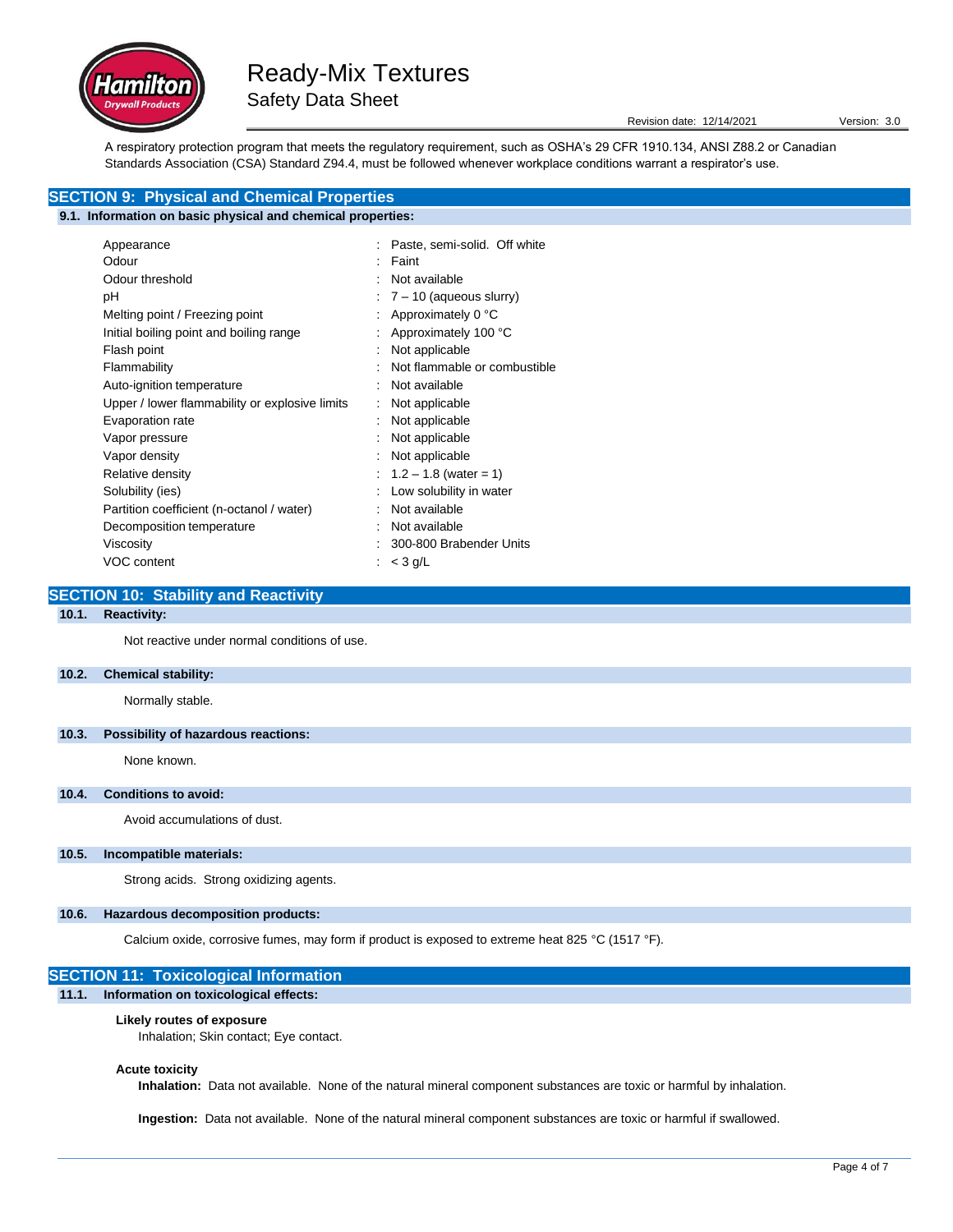A respiratory protection program that meets the regulatory requirement, such as OSHA's 29 CFR 1910.134, ANSI Z88.2 or Canadian Standards Association (CSA) Standard Z94.4, must be followed whenever workplace conditions warrant a respirator's use.

## SECTION 9: Physical and Chemical Properties

### 9.1. Information on basic physical and chemical properties:

| Property | Value |
|---|---|
| Appearance | Paste, semi-solid. Off white |
| Odour | Faint |
| Odour threshold | Not available |
| pH | 7 – 10 (aqueous slurry) |
| Melting point / Freezing point | Approximately 0 °C |
| Initial boiling point and boiling range | Approximately 100 °C |
| Flash point | Not applicable |
| Flammability | Not flammable or combustible |
| Auto-ignition temperature | Not available |
| Upper / lower flammability or explosive limits | Not applicable |
| Evaporation rate | Not applicable |
| Vapor pressure | Not applicable |
| Vapor density | Not applicable |
| Relative density | 1.2 – 1.8 (water = 1) |
| Solubility (ies) | Low solubility in water |
| Partition coefficient (n-octanol / water) | Not available |
| Decomposition temperature | Not available |
| Viscosity | 300-800 Brabender Units |
| VOC content | < 3 g/L |

## SECTION 10: Stability and Reactivity

### 10.1. Reactivity:

Not reactive under normal conditions of use.

### 10.2. Chemical stability:

Normally stable.

### 10.3. Possibility of hazardous reactions:

None known.

### 10.4. Conditions to avoid:

Avoid accumulations of dust.

### 10.5. Incompatible materials:

Strong acids. Strong oxidizing agents.

### 10.6. Hazardous decomposition products:

Calcium oxide, corrosive fumes, may form if product is exposed to extreme heat 825 °C (1517 °F).

## SECTION 11: Toxicological Information

### 11.1. Information on toxicological effects:

**Likely routes of exposure**

Inhalation; Skin contact; Eye contact.

**Acute toxicity**

**Inhalation:** Data not available. None of the natural mineral component substances are toxic or harmful by inhalation.

**Ingestion:** Data not available. None of the natural mineral component substances are toxic or harmful if swallowed.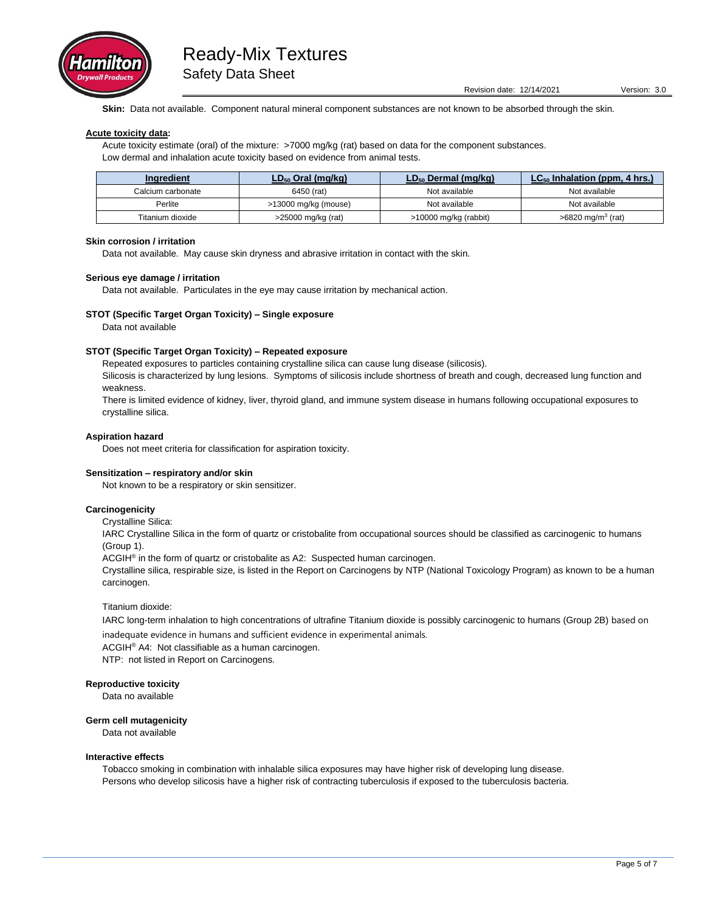**Skin:** Data not available. Component natural mineral component substances are not known to be absorbed through the skin.

**Acute toxicity data:**

Acute toxicity estimate (oral) of the mixture: >7000 mg/kg (rat) based on data for the component substances.
Low dermal and inhalation acute toxicity based on evidence from animal tests.

| Ingredient | $LD_{50}$ Oral (mg/kg) | $LD_{50}$ Dermal (mg/kg) | $LC_{50}$ Inhalation (ppm, 4 hrs.) |
|---|---|---|---|
| Calcium carbonate | 6450 (rat) | Not available | Not available |
| Perlite | >13000 mg/kg (mouse) | Not available | Not available |
| Titanium dioxide | >25000 mg/kg (rat) | >10000 mg/kg (rabbit) | >6820 mg/m$^3$ (rat) |

**Skin corrosion / irritation**

Data not available. May cause skin dryness and abrasive irritation in contact with the skin.

**Serious eye damage / irritation**

Data not available. Particulates in the eye may cause irritation by mechanical action.

**STOT (Specific Target Organ Toxicity) – Single exposure**

Data not available

**STOT (Specific Target Organ Toxicity) – Repeated exposure**

Repeated exposures to particles containing crystalline silica can cause lung disease (silicosis).

Silicosis is characterized by lung lesions. Symptoms of silicosis include shortness of breath and cough, decreased lung function and weakness.

There is limited evidence of kidney, liver, thyroid gland, and immune system disease in humans following occupational exposures to crystalline silica.

**Aspiration hazard**

Does not meet criteria for classification for aspiration toxicity.

**Sensitization – respiratory and/or skin**

Not known to be a respiratory or skin sensitizer.

**Carcinogenicity**

Crystalline Silica:

IARC Crystalline Silica in the form of quartz or cristobalite from occupational sources should be classified as carcinogenic to humans (Group 1).

ACGIH® in the form of quartz or cristobalite as A2: Suspected human carcinogen.

Crystalline silica, respirable size, is listed in the Report on Carcinogens by NTP (National Toxicology Program) as known to be a human carcinogen.

Titanium dioxide:

IARC long-term inhalation to high concentrations of ultrafine Titanium dioxide is possibly carcinogenic to humans (Group 2B) based on inadequate evidence in humans and sufficient evidence in experimental animals.

ACGIH® A4: Not classifiable as a human carcinogen.

NTP: not listed in Report on Carcinogens.

**Reproductive toxicity**

Data no available

**Germ cell mutagenicity**

Data not available

**Interactive effects**

Tobacco smoking in combination with inhalable silica exposures may have higher risk of developing lung disease.
Persons who develop silicosis have a higher risk of contracting tuberculosis if exposed to the tuberculosis bacteria.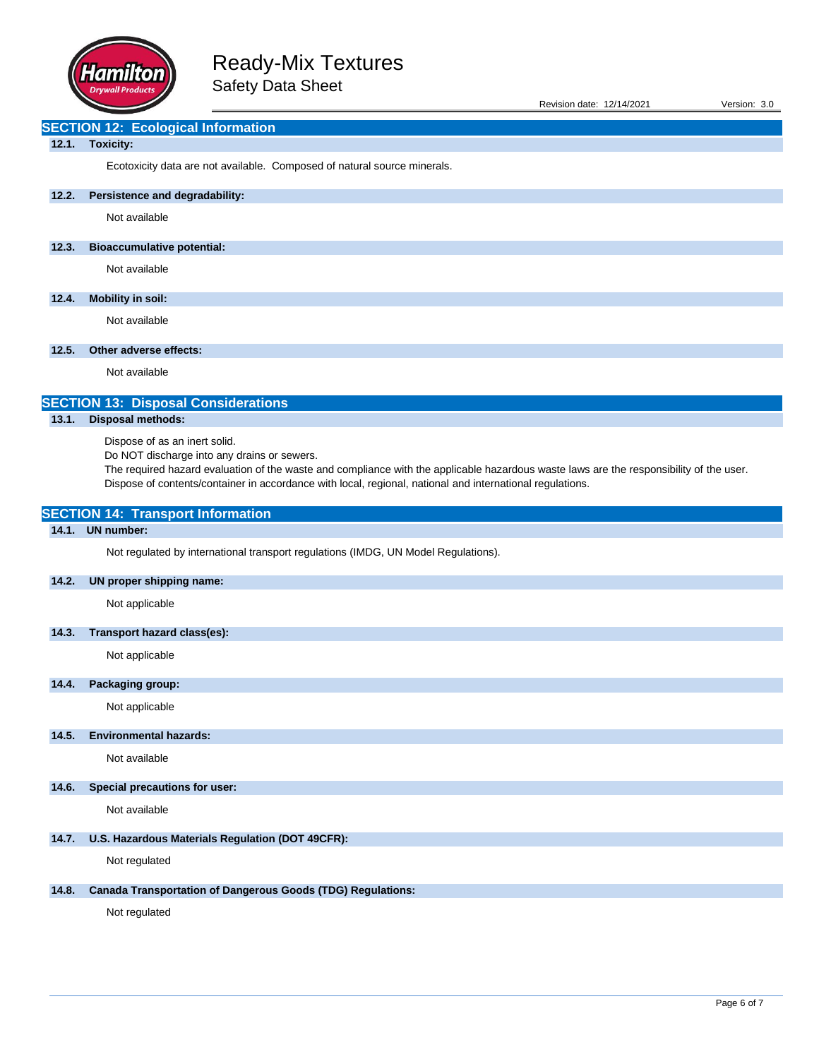## SECTION 12: Ecological Information

### 12.1. Toxicity:

Ecotoxicity data are not available. Composed of natural source minerals.

### 12.2. Persistence and degradability:

Not available

### 12.3. Bioaccumulative potential:

Not available

### 12.4. Mobility in soil:

Not available

### 12.5. Other adverse effects:

Not available

## SECTION 13: Disposal Considerations

### 13.1. Disposal methods:

Dispose of as an inert solid.
Do NOT discharge into any drains or sewers.
The required hazard evaluation of the waste and compliance with the applicable hazardous waste laws are the responsibility of the user.
Dispose of contents/container in accordance with local, regional, national and international regulations.

## SECTION 14: Transport Information

### 14.1. UN number:

Not regulated by international transport regulations (IMDG, UN Model Regulations).

### 14.2. UN proper shipping name:

Not applicable

### 14.3. Transport hazard class(es):

Not applicable

### 14.4. Packaging group:

Not applicable

### 14.5. Environmental hazards:

Not available

### 14.6. Special precautions for user:

Not available

### 14.7. U.S. Hazardous Materials Regulation (DOT 49CFR):

Not regulated

### 14.8. Canada Transportation of Dangerous Goods (TDG) Regulations:

Not regulated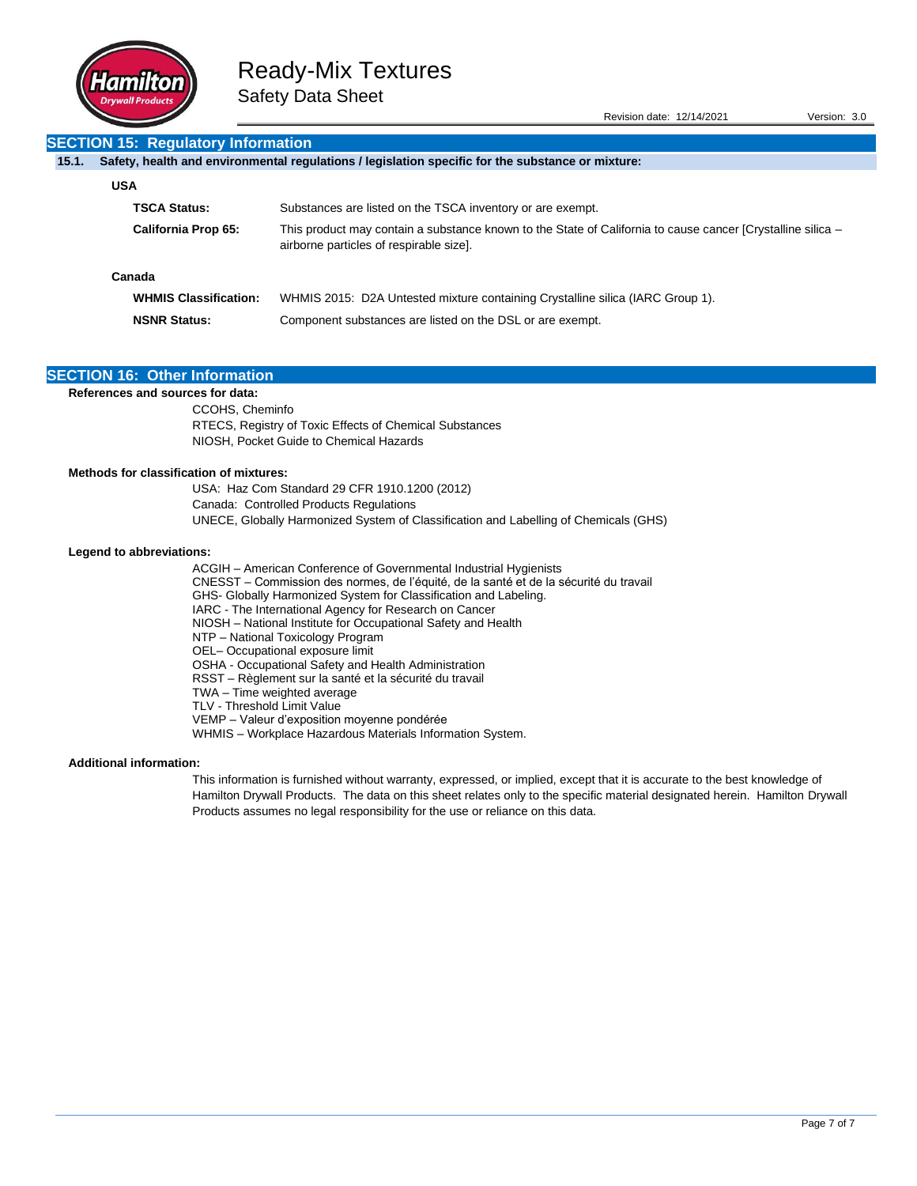## SECTION 15: Regulatory Information

### 15.1. Safety, health and environmental regulations / legislation specific for the substance or mixture:

**USA**

**TSCA Status:** Substances are listed on the TSCA inventory or are exempt.

**California Prop 65:** This product may contain a substance known to the State of California to cause cancer [Crystalline silica – airborne particles of respirable size].

**Canada**

**WHMIS Classification:** WHMIS 2015: D2A Untested mixture containing Crystalline silica (IARC Group 1).

**NSNR Status:** Component substances are listed on the DSL or are exempt.

## SECTION 16: Other Information

**References and sources for data:**

CCOHS, Cheminfo
RTECS, Registry of Toxic Effects of Chemical Substances
NIOSH, Pocket Guide to Chemical Hazards

**Methods for classification of mixtures:**

USA: Haz Com Standard 29 CFR 1910.1200 (2012)
Canada: Controlled Products Regulations
UNECE, Globally Harmonized System of Classification and Labelling of Chemicals (GHS)

**Legend to abbreviations:**

ACGIH – American Conference of Governmental Industrial Hygienists
CNESST – Commission des normes, de l'équité, de la santé et de la sécurité du travail
GHS- Globally Harmonized System for Classification and Labeling.
IARC - The International Agency for Research on Cancer
NIOSH – National Institute for Occupational Safety and Health
NTP – National Toxicology Program
OEL– Occupational exposure limit
OSHA - Occupational Safety and Health Administration
RSST – Règlement sur la santé et la sécurité du travail
TWA – Time weighted average
TLV - Threshold Limit Value
VEMP – Valeur d'exposition moyenne pondérée
WHMIS – Workplace Hazardous Materials Information System.

**Additional information:**

This information is furnished without warranty, expressed, or implied, except that it is accurate to the best knowledge of Hamilton Drywall Products. The data on this sheet relates only to the specific material designated herein. Hamilton Drywall Products assumes no legal responsibility for the use or reliance on this data.